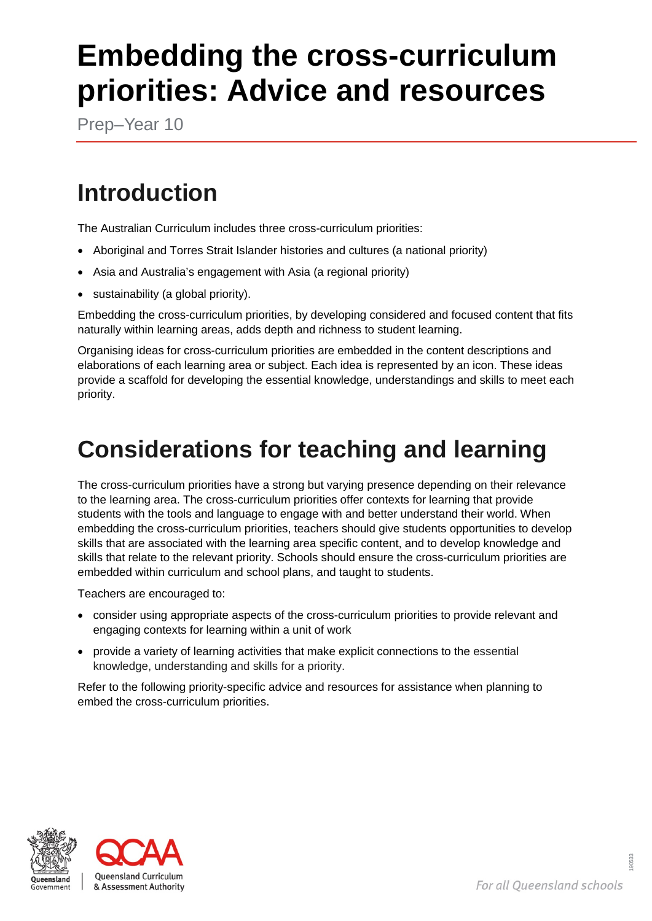# Embedding the cross-curriculum priorities: Advice and resources

Prep–Year 10

## Introduction

The Australian Curriculum includes three cross-curriculum priorities:

- Aboriginal and Torres Strait Islander histories and cultures (a national priority)
- Asia and Australia's engagement with Asia (a regional priority)
- sustainability (a global priority).

Embedding the cross-curriculum priorities, by developing considered and focused content that fits naturally within learning areas, adds depth and richness to student learning.

Organising ideas for cross-curriculum priorities are embedded in the content descriptions and elaborations of each learning area or subject. Each idea is represented by an icon. These ideas provide a scaffold for developing the essential knowledge, understandings and skills to meet each priority.

## Considerations for teaching and learning

The cross-curriculum priorities have a strong but varying presence depending on their relevance to the learning area. The cross-curriculum priorities offer contexts for learning that provide students with the tools and language to engage with and better understand their world. When embedding the cross-curriculum priorities, teachers should give students opportunities to develop skills that are associated with the learning area specific content, and to develop knowledge and skills that relate to the relevant priority. Schools should ensure the cross-curriculum priorities are embedded within curriculum and school plans, and taught to students.

Teachers are encouraged to:

- consider using appropriate aspects of the cross-curriculum priorities to provide relevant and engaging contexts for learning within a unit of work
- provide a variety of learning activities that make explicit connections to the essential knowledge, understanding and skills for a priority.

Refer to the following priority-specific advice and resources for assistance when planning to embed the cross-curriculum priorities.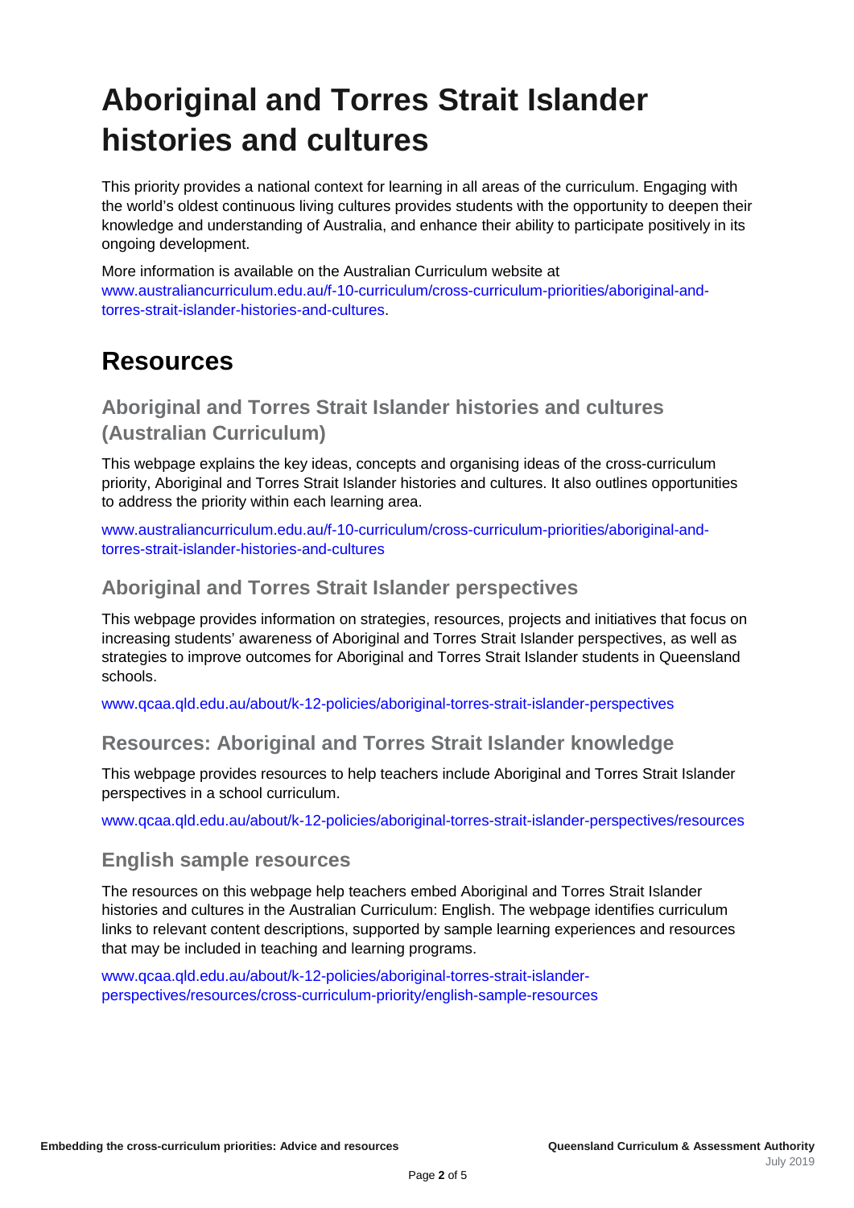# Aboriginal and Torres Strait Islander histories and cultures

This priority provides a national context for learning in all areas of the curriculum. Engaging with the world's oldest continuous living cultures provides students with the opportunity to deepen their knowledge and understanding of Australia, and enhance their ability to participate positively in its ongoing development.

More information is available on the Australian Curriculum website at www.australiancurriculum.edu.au/f-10-curriculum/cross-curriculum-priorities/aboriginal-and-torres-strait-islander-histories-and-cultures.

## Resources

### Aboriginal and Torres Strait Islander histories and cultures (Australian Curriculum)

This webpage explains the key ideas, concepts and organising ideas of the cross-curriculum priority, Aboriginal and Torres Strait Islander histories and cultures. It also outlines opportunities to address the priority within each learning area.

www.australiancurriculum.edu.au/f-10-curriculum/cross-curriculum-priorities/aboriginal-and-torres-strait-islander-histories-and-cultures

### Aboriginal and Torres Strait Islander perspectives

This webpage provides information on strategies, resources, projects and initiatives that focus on increasing students' awareness of Aboriginal and Torres Strait Islander perspectives, as well as strategies to improve outcomes for Aboriginal and Torres Strait Islander students in Queensland schools.

www.qcaa.qld.edu.au/about/k-12-policies/aboriginal-torres-strait-islander-perspectives

### Resources: Aboriginal and Torres Strait Islander knowledge

This webpage provides resources to help teachers include Aboriginal and Torres Strait Islander perspectives in a school curriculum.

www.qcaa.qld.edu.au/about/k-12-policies/aboriginal-torres-strait-islander-perspectives/resources

### English sample resources

The resources on this webpage help teachers embed Aboriginal and Torres Strait Islander histories and cultures in the Australian Curriculum: English. The webpage identifies curriculum links to relevant content descriptions, supported by sample learning experiences and resources that may be included in teaching and learning programs.

www.qcaa.qld.edu.au/about/k-12-policies/aboriginal-torres-strait-islander-perspectives/resources/cross-curriculum-priority/english-sample-resources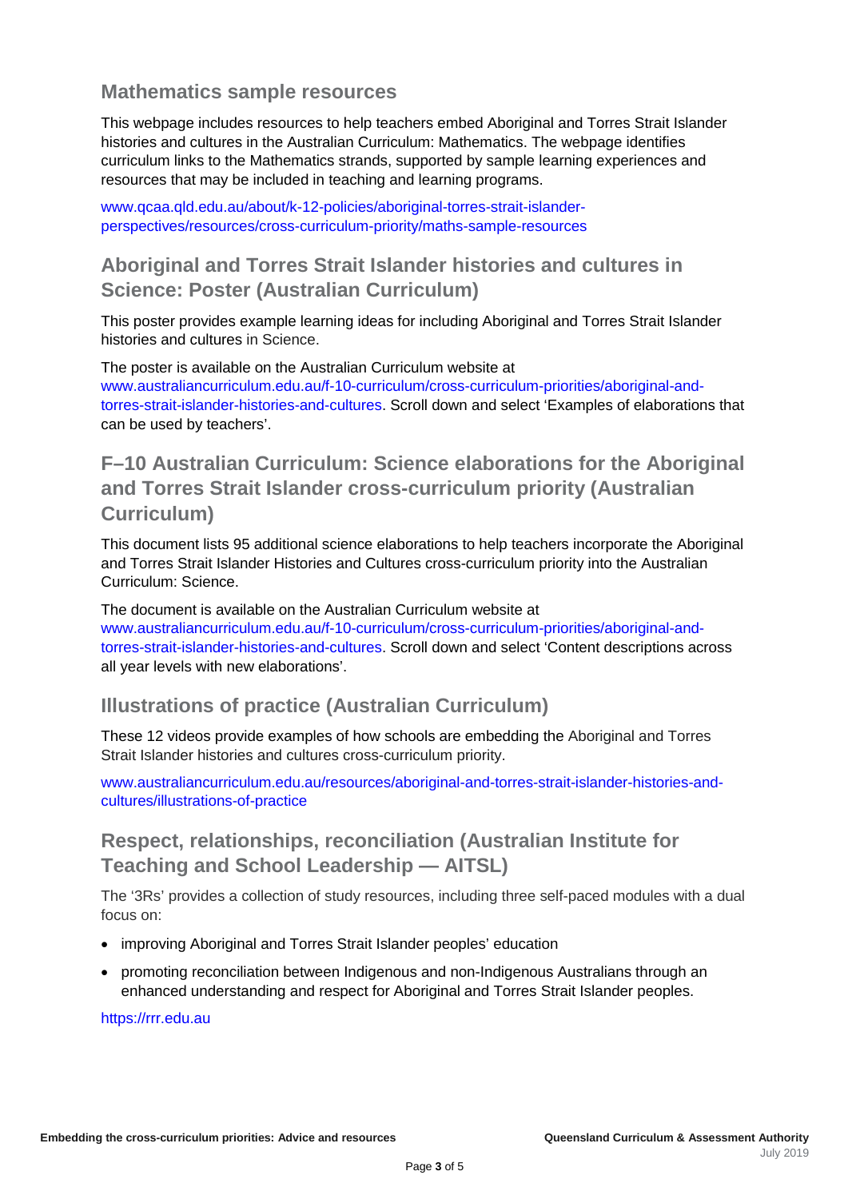## Mathematics sample resources

This webpage includes resources to help teachers embed Aboriginal and Torres Strait Islander histories and cultures in the Australian Curriculum: Mathematics. The webpage identifies curriculum links to the Mathematics strands, supported by sample learning experiences and resources that may be included in teaching and learning programs.

www.qcaa.qld.edu.au/about/k-12-policies/aboriginal-torres-strait-islander-perspectives/resources/cross-curriculum-priority/maths-sample-resources

## Aboriginal and Torres Strait Islander histories and cultures in Science: Poster (Australian Curriculum)

This poster provides example learning ideas for including Aboriginal and Torres Strait Islander histories and cultures in Science.

The poster is available on the Australian Curriculum website at www.australiancurriculum.edu.au/f-10-curriculum/cross-curriculum-priorities/aboriginal-and-torres-strait-islander-histories-and-cultures. Scroll down and select 'Examples of elaborations that can be used by teachers'.

## F–10 Australian Curriculum: Science elaborations for the Aboriginal and Torres Strait Islander cross-curriculum priority (Australian Curriculum)

This document lists 95 additional science elaborations to help teachers incorporate the Aboriginal and Torres Strait Islander Histories and Cultures cross-curriculum priority into the Australian Curriculum: Science.

The document is available on the Australian Curriculum website at www.australiancurriculum.edu.au/f-10-curriculum/cross-curriculum-priorities/aboriginal-and-torres-strait-islander-histories-and-cultures. Scroll down and select 'Content descriptions across all year levels with new elaborations'.

## Illustrations of practice (Australian Curriculum)

These 12 videos provide examples of how schools are embedding the Aboriginal and Torres Strait Islander histories and cultures cross-curriculum priority.

www.australiancurriculum.edu.au/resources/aboriginal-and-torres-strait-islander-histories-and-cultures/illustrations-of-practice

## Respect, relationships, reconciliation (Australian Institute for Teaching and School Leadership — AITSL)

The '3Rs' provides a collection of study resources, including three self-paced modules with a dual focus on:

- improving Aboriginal and Torres Strait Islander peoples' education
- promoting reconciliation between Indigenous and non-Indigenous Australians through an enhanced understanding and respect for Aboriginal and Torres Strait Islander peoples.

https://rrr.edu.au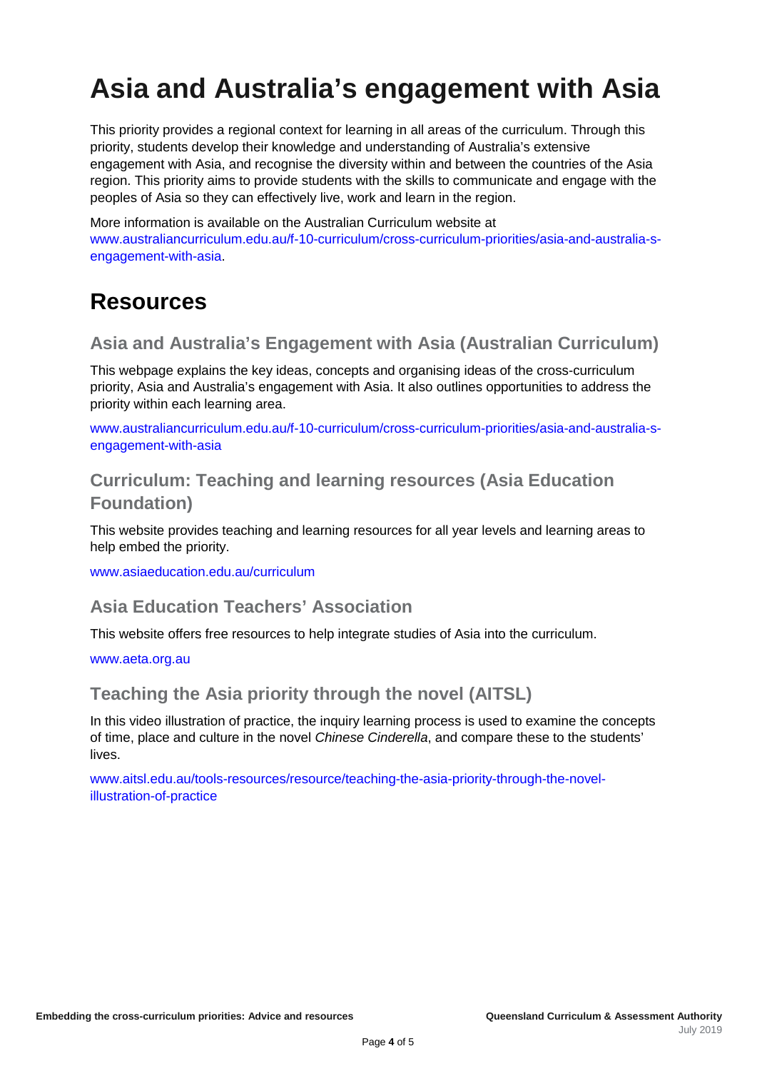# Asia and Australia's engagement with Asia

This priority provides a regional context for learning in all areas of the curriculum. Through this priority, students develop their knowledge and understanding of Australia's extensive engagement with Asia, and recognise the diversity within and between the countries of the Asia region. This priority aims to provide students with the skills to communicate and engage with the peoples of Asia so they can effectively live, work and learn in the region.

More information is available on the Australian Curriculum website at www.australiancurriculum.edu.au/f-10-curriculum/cross-curriculum-priorities/asia-and-australia-s-engagement-with-asia.

## Resources

### Asia and Australia's Engagement with Asia (Australian Curriculum)

This webpage explains the key ideas, concepts and organising ideas of the cross-curriculum priority, Asia and Australia's engagement with Asia. It also outlines opportunities to address the priority within each learning area.

www.australiancurriculum.edu.au/f-10-curriculum/cross-curriculum-priorities/asia-and-australia-s-engagement-with-asia

### Curriculum: Teaching and learning resources (Asia Education Foundation)

This website provides teaching and learning resources for all year levels and learning areas to help embed the priority.

www.asiaeducation.edu.au/curriculum

### Asia Education Teachers' Association

This website offers free resources to help integrate studies of Asia into the curriculum.

www.aeta.org.au

### Teaching the Asia priority through the novel (AITSL)

In this video illustration of practice, the inquiry learning process is used to examine the concepts of time, place and culture in the novel *Chinese Cinderella*, and compare these to the students' lives.

www.aitsl.edu.au/tools-resources/resource/teaching-the-asia-priority-through-the-novel-illustration-of-practice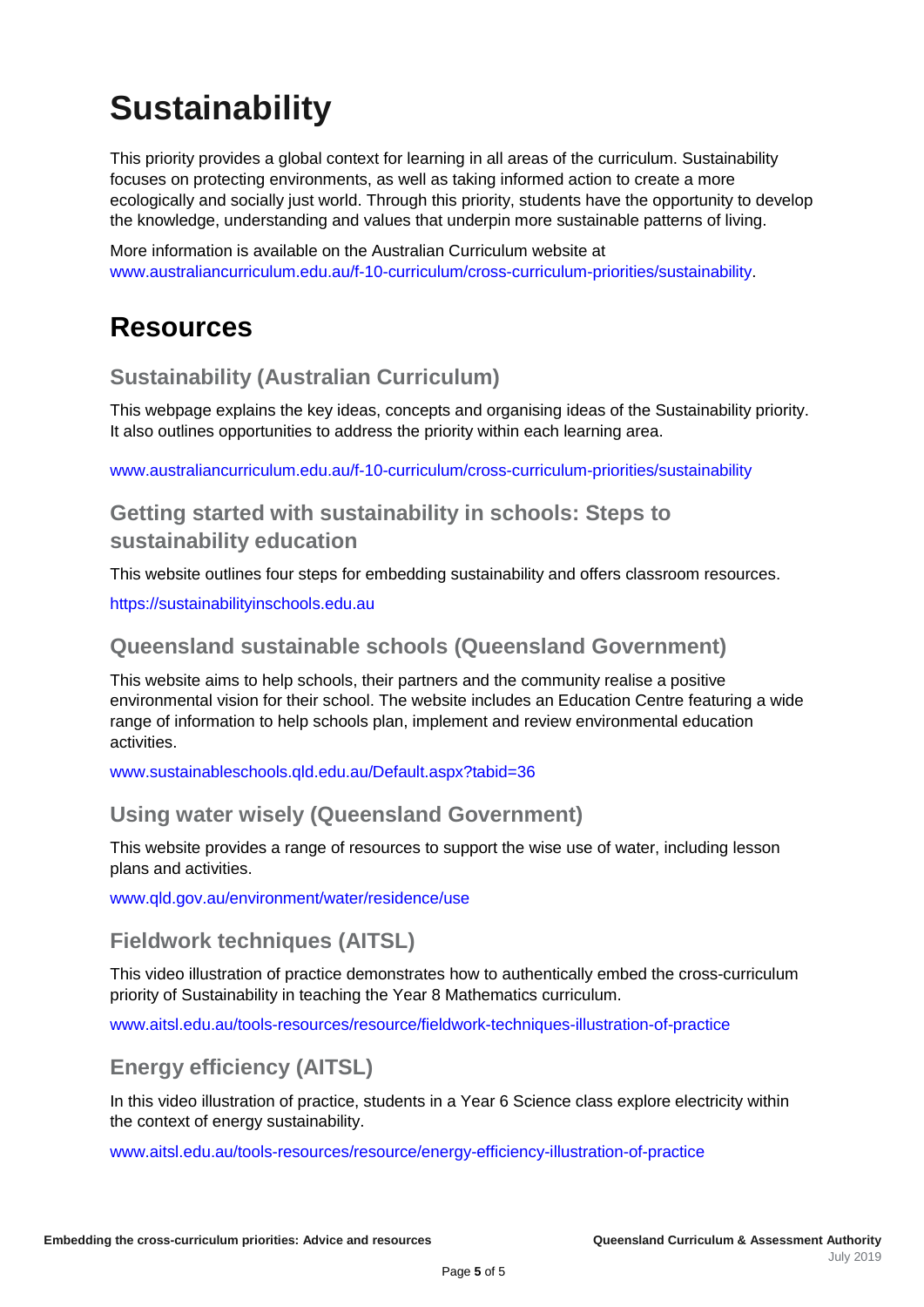# Sustainability

This priority provides a global context for learning in all areas of the curriculum. Sustainability focuses on protecting environments, as well as taking informed action to create a more ecologically and socially just world. Through this priority, students have the opportunity to develop the knowledge, understanding and values that underpin more sustainable patterns of living.

More information is available on the Australian Curriculum website at www.australiancurriculum.edu.au/f-10-curriculum/cross-curriculum-priorities/sustainability.

## Resources

### Sustainability (Australian Curriculum)

This webpage explains the key ideas, concepts and organising ideas of the Sustainability priority. It also outlines opportunities to address the priority within each learning area.

www.australiancurriculum.edu.au/f-10-curriculum/cross-curriculum-priorities/sustainability

### Getting started with sustainability in schools: Steps to sustainability education

This website outlines four steps for embedding sustainability and offers classroom resources.

https://sustainabilityinschools.edu.au

### Queensland sustainable schools (Queensland Government)

This website aims to help schools, their partners and the community realise a positive environmental vision for their school. The website includes an Education Centre featuring a wide range of information to help schools plan, implement and review environmental education activities.

www.sustainableschools.qld.edu.au/Default.aspx?tabid=36

### Using water wisely (Queensland Government)

This website provides a range of resources to support the wise use of water, including lesson plans and activities.

www.qld.gov.au/environment/water/residence/use

### Fieldwork techniques (AITSL)

This video illustration of practice demonstrates how to authentically embed the cross-curriculum priority of Sustainability in teaching the Year 8 Mathematics curriculum.

www.aitsl.edu.au/tools-resources/resource/fieldwork-techniques-illustration-of-practice

### Energy efficiency (AITSL)

In this video illustration of practice, students in a Year 6 Science class explore electricity within the context of energy sustainability.

www.aitsl.edu.au/tools-resources/resource/energy-efficiency-illustration-of-practice